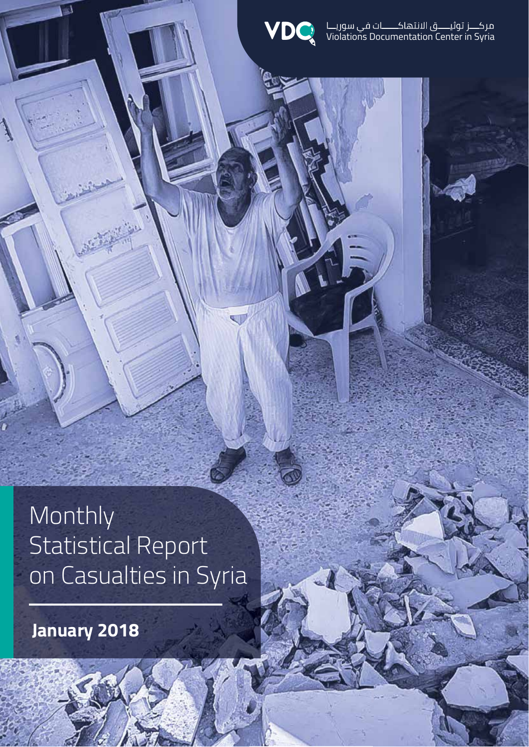مركـــز توثيـــق الانتهاكـــــات في سوريــا
Violations Documentation Center in Syria

# Monthly Statistical Report on Casualties in Syria

**January 2018**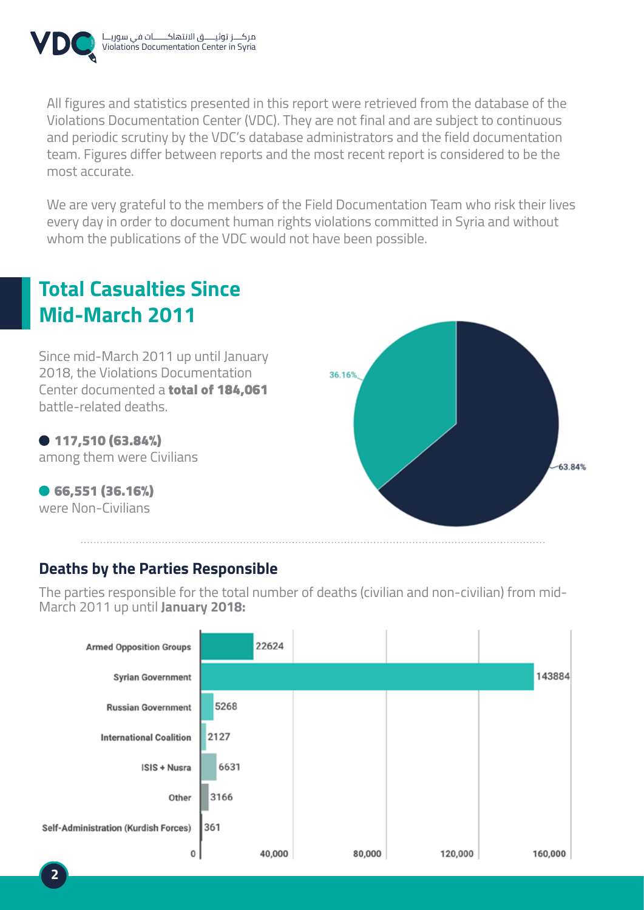All figures and statistics presented in this report were retrieved from the database of the Violations Documentation Center (VDC). They are not final and are subject to continuous and periodic scrutiny by the VDC's database administrators and the field documentation team. Figures differ between reports and the most recent report is considered to be the most accurate.

We are very grateful to the members of the Field Documentation Team who risk their lives every day in order to document human rights violations committed in Syria and without whom the publications of the VDC would not have been possible.

## Total Casualties Since Mid-March 2011

Since mid-March 2011 up until January 2018, the Violations Documentation Center documented a **total of 184,061** battle-related deaths.

- **117,510 (63.84%)** among them were Civilians
- **66,551 (36.16%)** were Non-Civilians

### Deaths by the Parties Responsible

The parties responsible for the total number of deaths (civilian and non-civilian) from mid-March 2011 up until **January 2018:**

| Party | Deaths |
|---|---|
| Armed Opposition Groups | 22624 |
| Syrian Government | 143884 |
| Russian Government | 5268 |
| International Coalition | 2127 |
| ISIS + Nusra | 6631 |
| Other | 3166 |
| Self-Administration (Kurdish Forces) | 361 |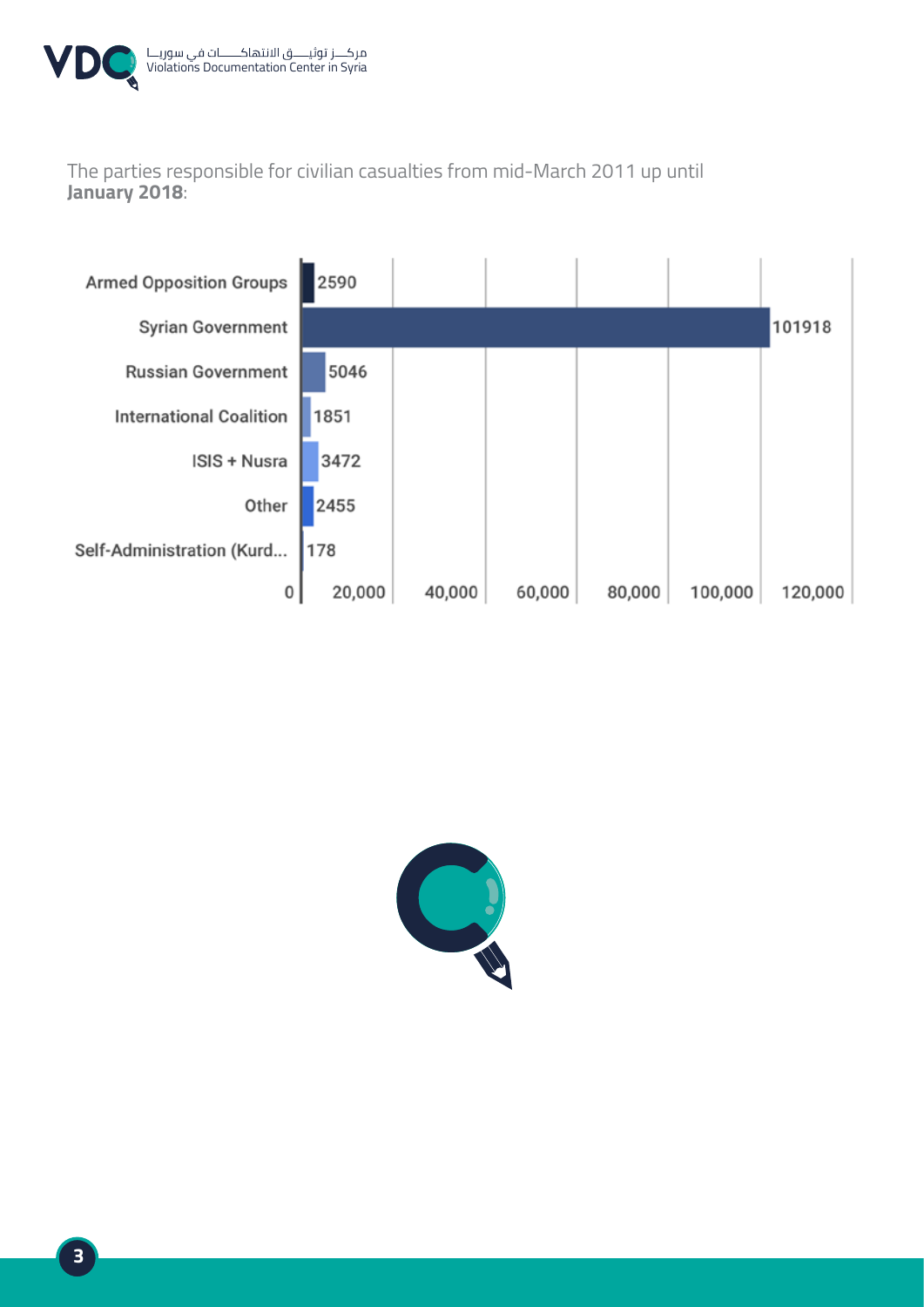The parties responsible for civilian casualties from mid-March 2011 up until **January 2018**:

| Party | Casualties |
| --- | --- |
| Armed Opposition Groups | 2590 |
| Syrian Government | 101918 |
| Russian Government | 5046 |
| International Coalition | 1851 |
| ISIS + Nusra | 3472 |
| Other | 2455 |
| Self-Administration (Kurd... | 178 |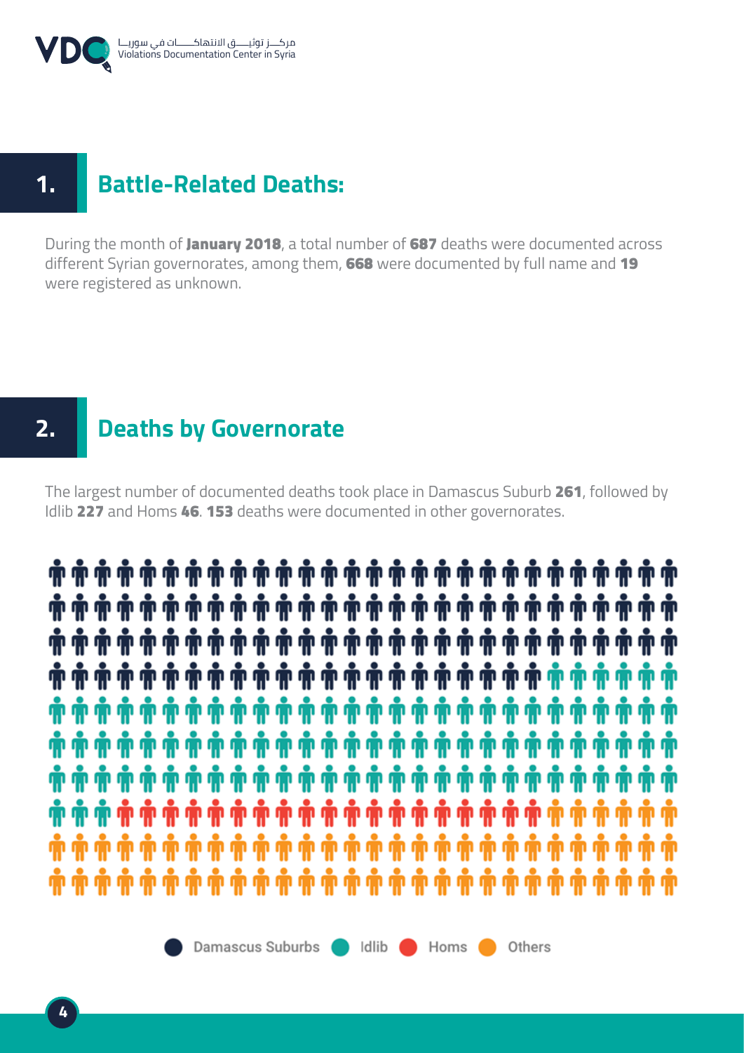## 1. Battle-Related Deaths:

During the month of **January 2018**, a total number of **687** deaths were documented across different Syrian governorates, among them, **668** were documented by full name and **19** were registered as unknown.

## 2. Deaths by Governorate

The largest number of documented deaths took place in Damascus Suburb **261**, followed by Idlib **227** and Homs **46**. **153** deaths were documented in other governorates.

Damascus Suburbs Idlib Homs Others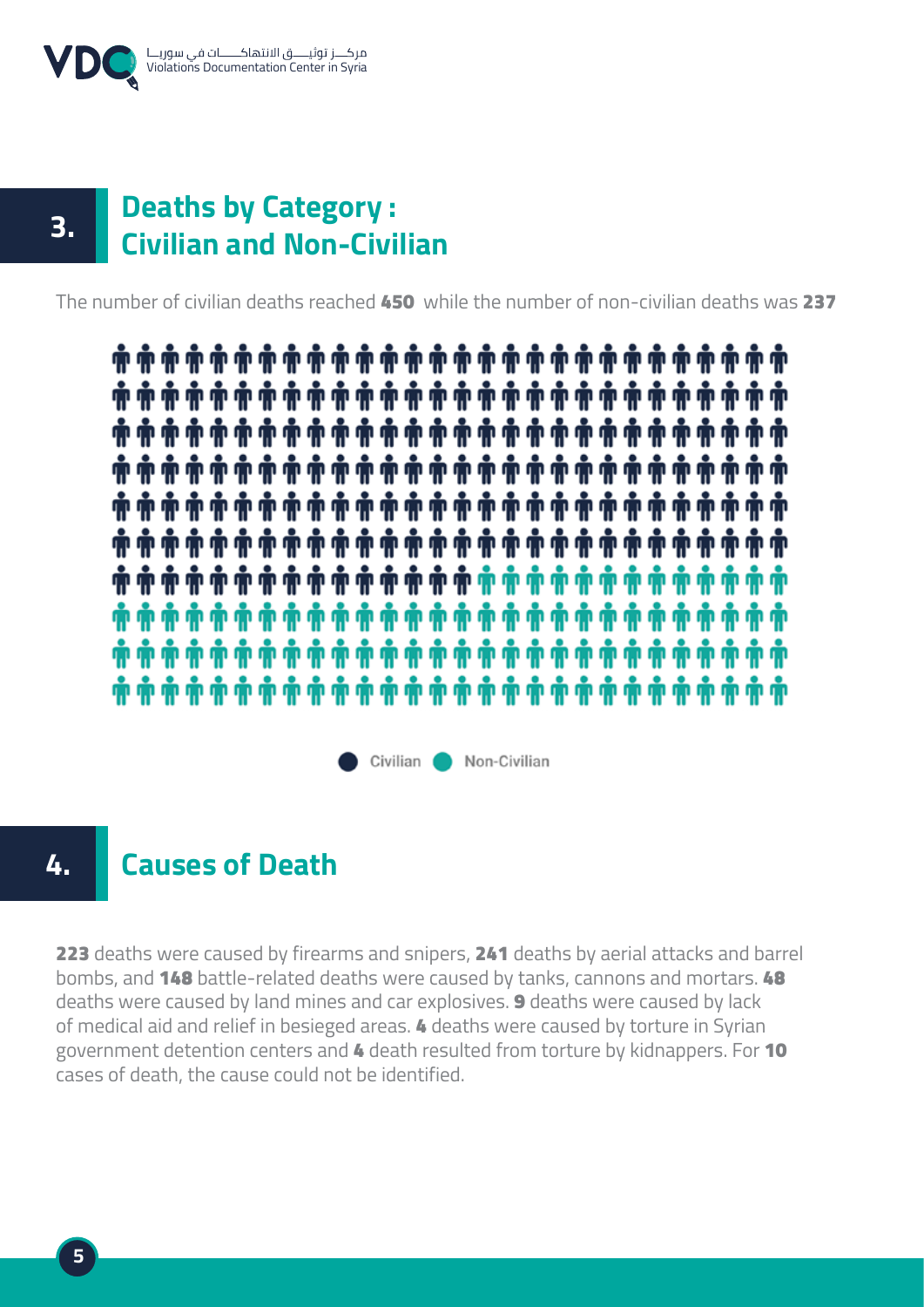## 3. Deaths by Category : Civilian and Non-Civilian

The number of civilian deaths reached **450** while the number of non-civilian deaths was **237**

Civilian Non-Civilian

## 4. Causes of Death

**223** deaths were caused by firearms and snipers, **241** deaths by aerial attacks and barrel bombs, and **148** battle-related deaths were caused by tanks, cannons and mortars. **48** deaths were caused by land mines and car explosives. **9** deaths were caused by lack of medical aid and relief in besieged areas. **4** deaths were caused by torture in Syrian government detention centers and **4** death resulted from torture by kidnappers. For **10** cases of death, the cause could not be identified.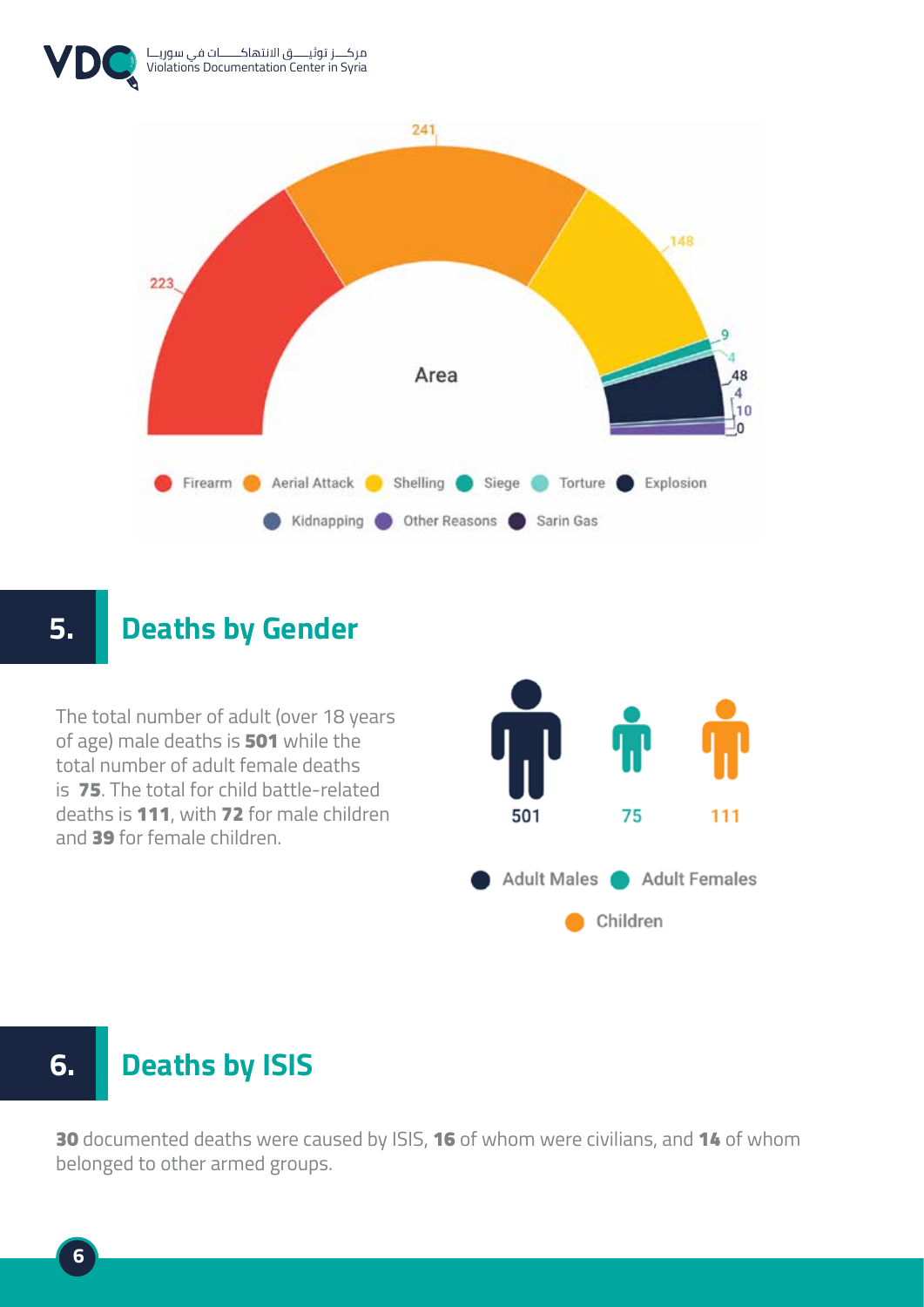Area

223 | 241 | 148 | 9 | 4 | 48 | 4 | 10 | 0

Firearm | Aerial Attack | Shelling | Siege | Torture | Explosion | Kidnapping | Other Reasons | Sarin Gas

## 5. Deaths by Gender

The total number of adult (over 18 years of age) male deaths is **501** while the total number of adult female deaths is **75**. The total for child battle-related deaths is **111**, with **72** for male children and **39** for female children.

501 | 75 | 111

Adult Males | Adult Females | Children

## 6. Deaths by ISIS

**30** documented deaths were caused by ISIS, **16** of whom were civilians, and **14** of whom belonged to other armed groups.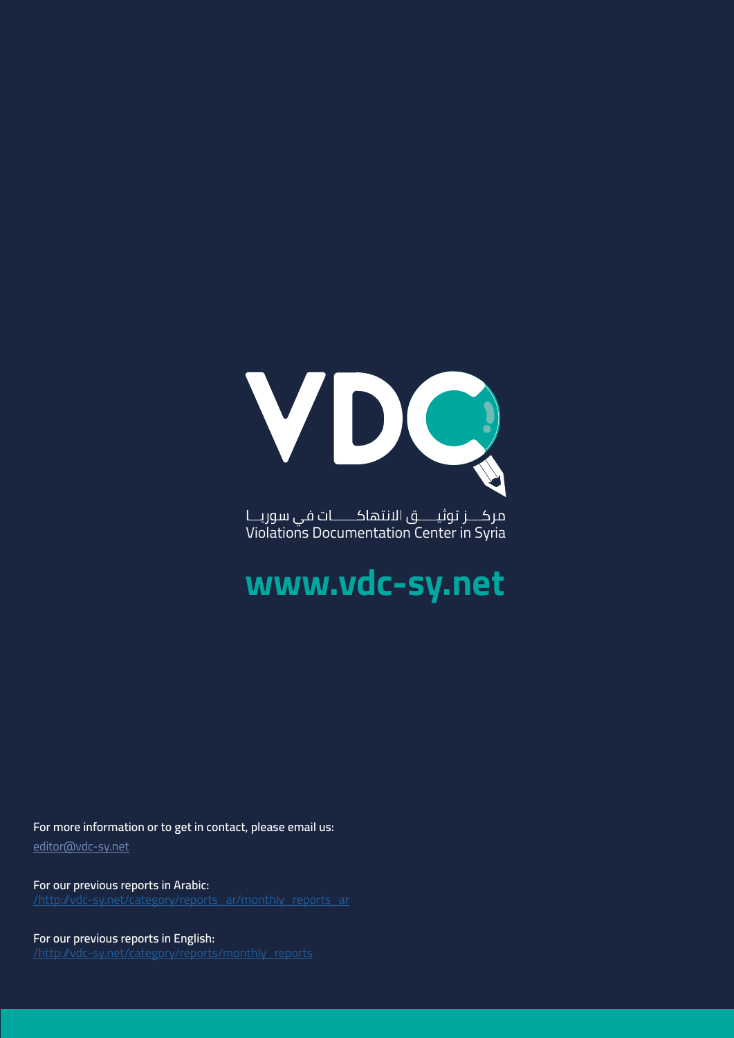VDC

مركـــز توثيـــق الانتهاكـــات في سوريـا
Violations Documentation Center in Syria

**www.vdc-sy.net**

For more information or to get in contact, please email us:
editor@vdc-sy.net

For our previous reports in Arabic:
/http://vdc-sy.net/category/reports_ar/monthly_reports_ar

For our previous reports in English:
/http://vdc-sy.net/category/reports/monthly_reports